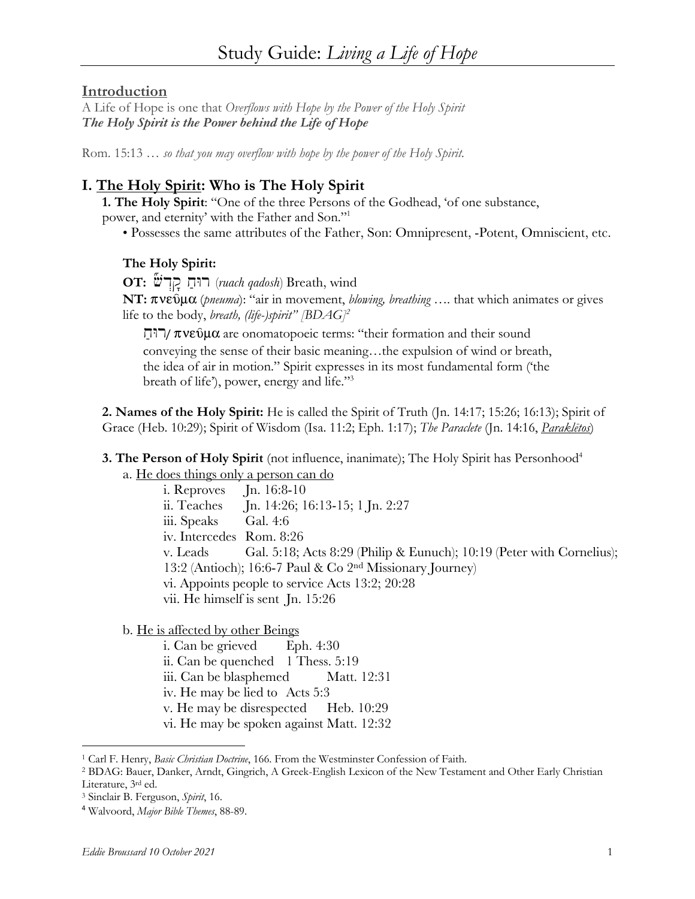# Study Guide: *Living a Life of Hope*

## Introduction

A Life of Hope is one that *Overflows with Hope by the Power of the Holy Spirit*
***The Holy Spirit is the Power behind the Life of Hope***

Rom. 15:13 … *so that you may overflow with hope by the power of the Holy Spirit.*

## I. The Holy Spirit: Who is The Holy Spirit

**1. The Holy Spirit**: "One of the three Persons of the Godhead, 'of one substance, power, and eternity' with the Father and Son."[1]

- Possesses the same attributes of the Father, Son: Omnipresent, -Potent, Omniscient, etc.

**The Holy Spirit:**

**OT:** רוּחַ קָדֹשׁ (*ruach qadosh*) Breath, wind

**NT:** πνεῦμα (*pneuma*): "air in movement, *blowing, breathing* …. that which animates or gives life to the body, *breath, (life-)spirit" [BDAG]*[2]

> רוּחַ/ πνεῦμα are onomatopoeic terms: "their formation and their sound conveying the sense of their basic meaning…the expulsion of wind or breath, the idea of air in motion." Spirit expresses in its most fundamental form ('the breath of life'), power, energy and life."[3]

**2. Names of the Holy Spirit:** He is called the Spirit of Truth (Jn. 14:17; 15:26; 16:13); Spirit of Grace (Heb. 10:29); Spirit of Wisdom (Isa. 11:2; Eph. 1:17); *The Paraclete* (Jn. 14:16, *Paraklētos*)

**3. The Person of Holy Spirit** (not influence, inanimate); The Holy Spirit has Personhood[4]

a. He does things only a person can do

- i. Reproves Jn. 16:8-10
- ii. Teaches Jn. 14:26; 16:13-15; 1 Jn. 2:27
- iii. Speaks Gal. 4:6
- iv. Intercedes Rom. 8:26
- v. Leads Gal. 5:18; Acts 8:29 (Philip & Eunuch); 10:19 (Peter with Cornelius); 13:2 (Antioch); 16:6-7 Paul & Co 2nd Missionary Journey)
- vi. Appoints people to service Acts 13:2; 20:28
- vii. He himself is sent Jn. 15:26

b. He is affected by other Beings

- i. Can be grieved Eph. 4:30
- ii. Can be quenched 1 Thess. 5:19
- iii. Can be blasphemed Matt. 12:31
- iv. He may be lied to Acts 5:3
- v. He may be disrespected Heb. 10:29
- vi. He may be spoken against Matt. 12:32

---

[1] Carl F. Henry, *Basic Christian Doctrine*, 166. From the Westminster Confession of Faith.

[2] BDAG: Bauer, Danker, Arndt, Gingrich, A Greek-English Lexicon of the New Testament and Other Early Christian Literature, 3rd ed.

[3] Sinclair B. Ferguson, *Spirit*, 16.

[4] Walvoord, *Major Bible Themes*, 88-89.

*Eddie Broussard 10 October 2021*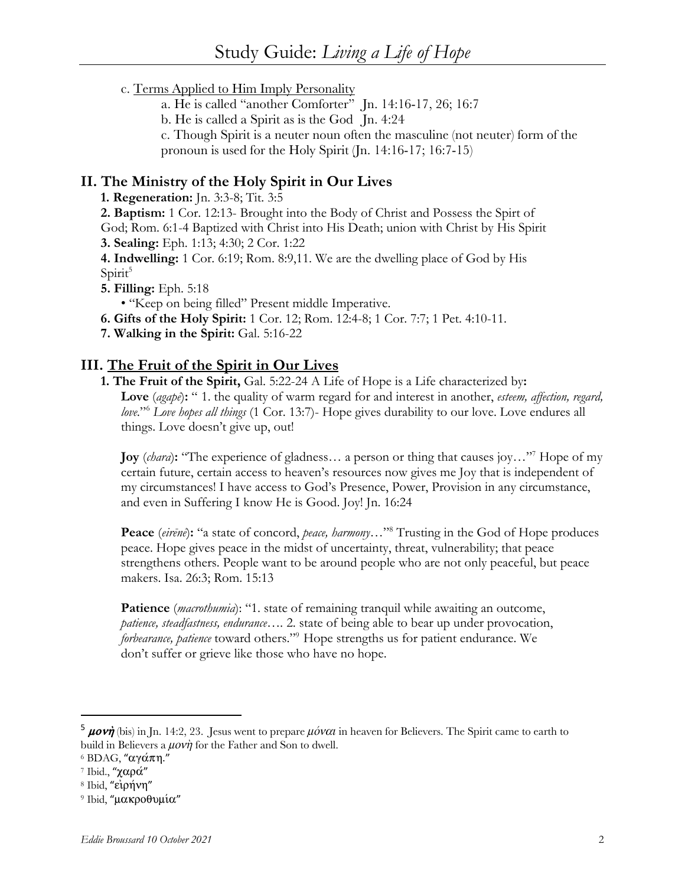c. Terms Applied to Him Imply Personality

a. He is called "another Comforter" Jn. 14:16-17, 26; 16:7

b. He is called a Spirit as is the God Jn. 4:24

c. Though Spirit is a neuter noun often the masculine (not neuter) form of the pronoun is used for the Holy Spirit (Jn. 14:16-17; 16:7-15)

## II. The Ministry of the Holy Spirit in Our Lives

**1. Regeneration:** Jn. 3:3-8; Tit. 3:5

**2. Baptism:** 1 Cor. 12:13- Brought into the Body of Christ and Possess the Spirt of God; Rom. 6:1-4 Baptized with Christ into His Death; union with Christ by His Spirit

**3. Sealing:** Eph. 1:13; 4:30; 2 Cor. 1:22

**4. Indwelling:** 1 Cor. 6:19; Rom. 8:9,11. We are the dwelling place of God by His Spirit[5]

**5. Filling:** Eph. 5:18

- "Keep on being filled" Present middle Imperative.

**6. Gifts of the Holy Spirit:** 1 Cor. 12; Rom. 12:4-8; 1 Cor. 7:7; 1 Pet. 4:10-11.

**7. Walking in the Spirit:** Gal. 5:16-22

## III. The Fruit of the Spirit in Our Lives

**1. The Fruit of the Spirit,** Gal. 5:22-24 A Life of Hope is a Life characterized by**:**

**Love** (*agapē*)**:** " 1. the quality of warm regard for and interest in another, *esteem, affection, regard, love*."[6] *Love hopes all things* (1 Cor. 13:7)- Hope gives durability to our love. Love endures all things. Love doesn't give up, out!

**Joy** (*chara*)**:** "The experience of gladness… a person or thing that causes joy…"[7] Hope of my certain future, certain access to heaven's resources now gives me Joy that is independent of my circumstances! I have access to God's Presence, Power, Provision in any circumstance, and even in Suffering I know He is Good. Joy! Jn. 16:24

**Peace** (*eirēnē*)**:** "a state of concord, *peace, harmony*…"[8] Trusting in the God of Hope produces peace. Hope gives peace in the midst of uncertainty, threat, vulnerability; that peace strengthens others. People want to be around people who are not only peaceful, but peace makers. Isa. 26:3; Rom. 15:13

**Patience** (*macrothumia*): "1. state of remaining tranquil while awaiting an outcome, *patience, steadfastness, endurance*…. 2. state of being able to bear up under provocation, *forbearance, patience* toward others."[9] Hope strengths us for patient endurance. We don't suffer or grieve like those who have no hope.

---

[5] ***μονὴ*** (bis) in Jn. 14:2, 23. Jesus went to prepare *μόναι* in heaven for Believers. The Spirit came to earth to build in Believers a *μονὴ* for the Father and Son to dwell.

[6] BDAG, "αγάπη."

[7] Ibid., "χαρά"

[8] Ibid, "εἰρήνη"

[9] Ibid, "μακροθυμία"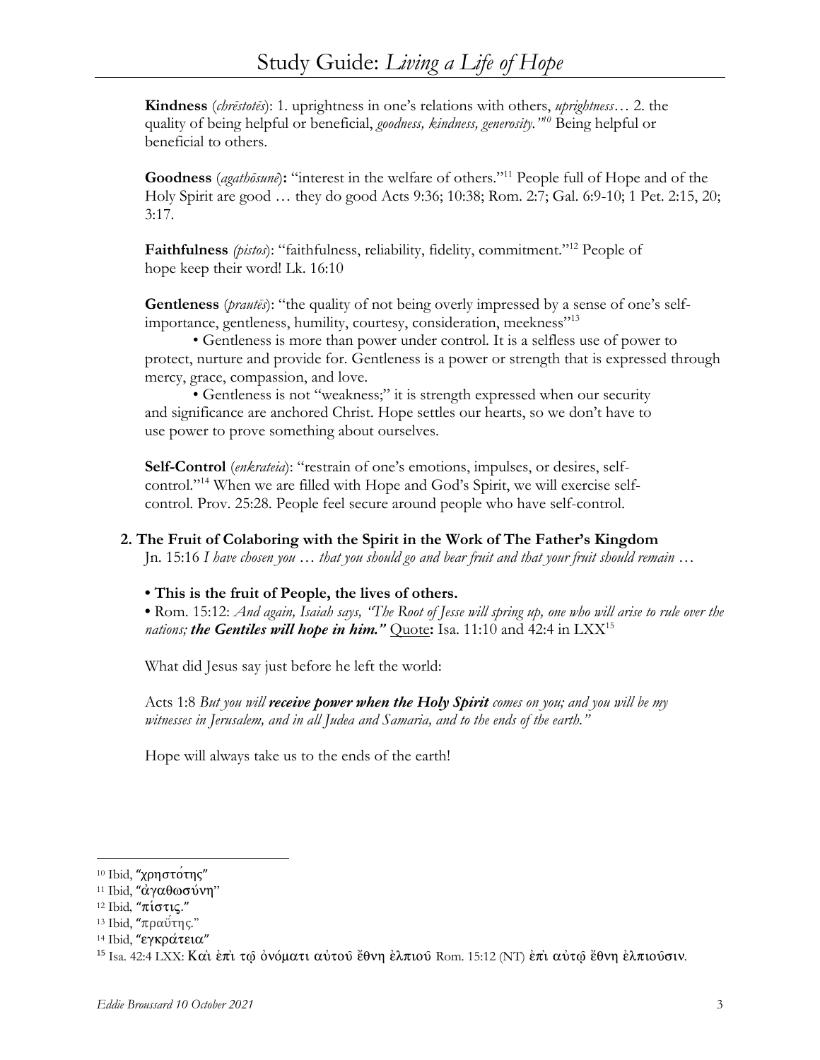**Kindness** (*chrēstotēs*): 1. uprightness in one's relations with others, *uprightness*… 2. the quality of being helpful or beneficial, *goodness, kindness, generosity."*[10] Being helpful or beneficial to others.

**Goodness** (*agathōsunē*)**:** "interest in the welfare of others."[11] People full of Hope and of the Holy Spirit are good … they do good Acts 9:36; 10:38; Rom. 2:7; Gal. 6:9-10; 1 Pet. 2:15, 20; 3:17.

**Faithfulness** *(pistos*): "faithfulness, reliability, fidelity, commitment."[12] People of hope keep their word! Lk. 16:10

**Gentleness** (*prautēs*): "the quality of not being overly impressed by a sense of one's self-importance, gentleness, humility, courtesy, consideration, meekness"[13]

• Gentleness is more than power under control. It is a selfless use of power to protect, nurture and provide for. Gentleness is a power or strength that is expressed through mercy, grace, compassion, and love.

• Gentleness is not "weakness;" it is strength expressed when our security and significance are anchored Christ. Hope settles our hearts, so we don't have to use power to prove something about ourselves.

**Self-Control** (*enkrateia*): "restrain of one's emotions, impulses, or desires, self-control."[14] When we are filled with Hope and God's Spirit, we will exercise self-control. Prov. 25:28. People feel secure around people who have self-control.

**2. The Fruit of Colaboring with the Spirit in the Work of The Father's Kingdom**

Jn. 15:16 *I have chosen you … that you should go and bear fruit and that your fruit should remain …*

**• This is the fruit of People, the lives of others.**

• Rom. 15:12: *And again, Isaiah says, "The Root of Jesse will spring up, one who will arise to rule over the nations;* ***the Gentiles will hope in him."*** Quote**:** Isa. 11:10 and 42:4 in LXX[15]

What did Jesus say just before he left the world:

Acts 1:8 *But you will* ***receive power when the Holy Spirit*** *comes on you; and you will be my witnesses in Jerusalem, and in all Judea and Samaria, and to the ends of the earth."*

Hope will always take us to the ends of the earth!

---

[10] Ibid, "χρηστότης"

[11] Ibid, "ἀγαθωσύνη"

[12] Ibid, "πίστις."

[13] Ibid, "πραΰτης."

[14] Ibid, "εγκράτεια"

[15] Isa. 42:4 LXX: Καὶ ἐπὶ τῷ ὀνόματι αὐτοῦ ἔθνη ἐλπιοῦ Rom. 15:12 (NT) ἐπὶ αὐτῷ ἔθνη ἐλπιοῦσιν.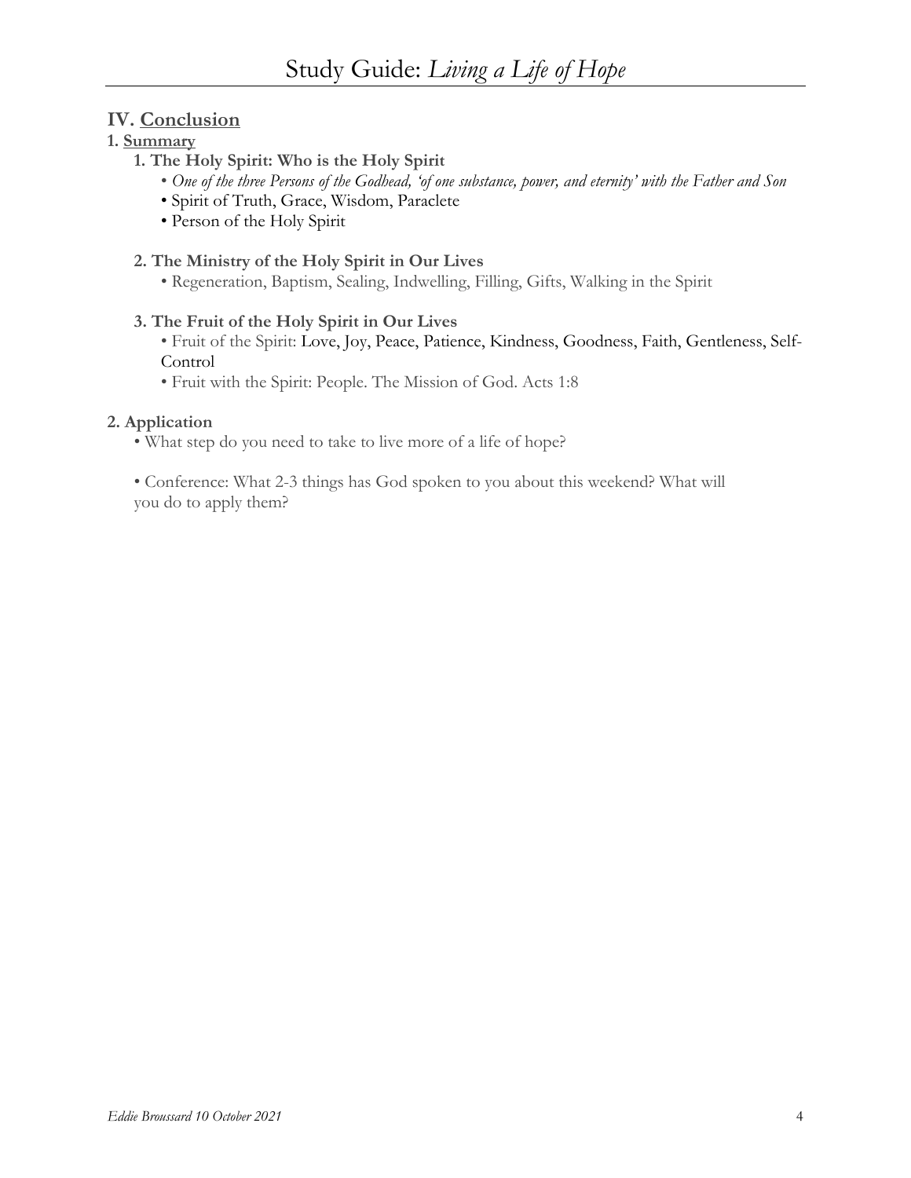## IV. Conclusion

### 1. Summary

**1. The Holy Spirit: Who is the Holy Spirit**

- *One of the three Persons of the Godhead, 'of one substance, power, and eternity' with the Father and Son*
- Spirit of Truth, Grace, Wisdom, Paraclete
- Person of the Holy Spirit

**2. The Ministry of the Holy Spirit in Our Lives**

- Regeneration, Baptism, Sealing, Indwelling, Filling, Gifts, Walking in the Spirit

**3. The Fruit of the Holy Spirit in Our Lives**

- Fruit of the Spirit: Love, Joy, Peace, Patience, Kindness, Goodness, Faith, Gentleness, Self-Control
- Fruit with the Spirit: People. The Mission of God. Acts 1:8

### 2. Application

- What step do you need to take to live more of a life of hope?

- Conference: What 2-3 things has God spoken to you about this weekend? What will you do to apply them?